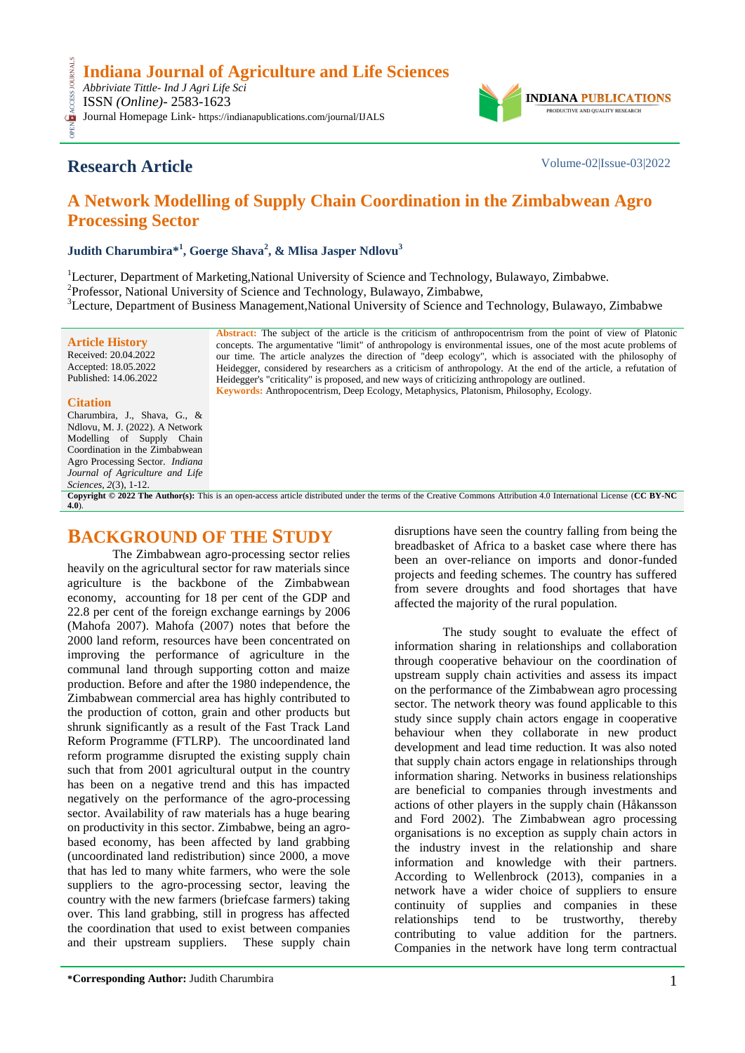# Indiana Journal of Agriculture and Life Sciences

*Abbriviate Tittle- Ind J Agri Life Sci*
ISSN *(Online)*- 2583-1623
Journal Homepage Link- https://indianapublications.com/journal/IJALS

## Research Article

Volume-02|Issue-03|2022

# A Network Modelling of Supply Chain Coordination in the Zimbabwean Agro Processing Sector

**Judith Charumbira*[1], Goerge Shava[2], & Mlisa Jasper Ndlovu[3]**

[1]Lecturer, Department of Marketing,National University of Science and Technology, Bulawayo, Zimbabwe.
[2]Professor, National University of Science and Technology, Bulawayo, Zimbabwe,
[3]Lecture, Department of Business Management,National University of Science and Technology, Bulawayo, Zimbabwe

**Article History**
Received: 20.04.2022
Accepted: 18.05.2022
Published: 14.06.2022

**Citation**
Charumbira, J., Shava, G., & Ndlovu, M. J. (2022). A Network Modelling of Supply Chain Coordination in the Zimbabwean Agro Processing Sector. *Indiana Journal of Agriculture and Life Sciences, 2*(3), 1-12.

**Abstract:** The subject of the article is the criticism of anthropocentrism from the point of view of Platonic concepts. The argumentative "limit" of anthropology is environmental issues, one of the most acute problems of our time. The article analyzes the direction of "deep ecology", which is associated with the philosophy of Heidegger, considered by researchers as a criticism of anthropology. At the end of the article, a refutation of Heidegger's "criticality" is proposed, and new ways of criticizing anthropology are outlined.

**Keywords:** Anthropocentrism, Deep Ecology, Metaphysics, Platonism, Philosophy, Ecology.

**Copyright © 2022 The Author(s):** This is an open-access article distributed under the terms of the Creative Commons Attribution 4.0 International License (**CC BY-NC 4.0**).

## BACKGROUND OF THE STUDY

The Zimbabwean agro-processing sector relies heavily on the agricultural sector for raw materials since agriculture is the backbone of the Zimbabwean economy, accounting for 18 per cent of the GDP and 22.8 per cent of the foreign exchange earnings by 2006 (Mahofa 2007). Mahofa (2007) notes that before the 2000 land reform, resources have been concentrated on improving the performance of agriculture in the communal land through supporting cotton and maize production. Before and after the 1980 independence, the Zimbabwean commercial area has highly contributed to the production of cotton, grain and other products but shrunk significantly as a result of the Fast Track Land Reform Programme (FTLRP). The uncoordinated land reform programme disrupted the existing supply chain such that from 2001 agricultural output in the country has been on a negative trend and this has impacted negatively on the performance of the agro-processing sector. Availability of raw materials has a huge bearing on productivity in this sector. Zimbabwe, being an agro-based economy, has been affected by land grabbing (uncoordinated land redistribution) since 2000, a move that has led to many white farmers, who were the sole suppliers to the agro-processing sector, leaving the country with the new farmers (briefcase farmers) taking over. This land grabbing, still in progress has affected the coordination that used to exist between companies and their upstream suppliers. These supply chain disruptions have seen the country falling from being the breadbasket of Africa to a basket case where there has been an over-reliance on imports and donor-funded projects and feeding schemes. The country has suffered from severe droughts and food shortages that have affected the majority of the rural population.

The study sought to evaluate the effect of information sharing in relationships and collaboration through cooperative behaviour on the coordination of upstream supply chain activities and assess its impact on the performance of the Zimbabwean agro processing sector. The network theory was found applicable to this study since supply chain actors engage in cooperative behaviour when they collaborate in new product development and lead time reduction. It was also noted that supply chain actors engage in relationships through information sharing. Networks in business relationships are beneficial to companies through investments and actions of other players in the supply chain (Håkansson and Ford 2002). The Zimbabwean agro processing organisations is no exception as supply chain actors in the industry invest in the relationship and share information and knowledge with their partners. According to Wellenbrock (2013), companies in a network have a wider choice of suppliers to ensure continuity of supplies and companies in these relationships tend to be trustworthy, thereby contributing to value addition for the partners. Companies in the network have long term contractual

***Corresponding Author:** Judith Charumbira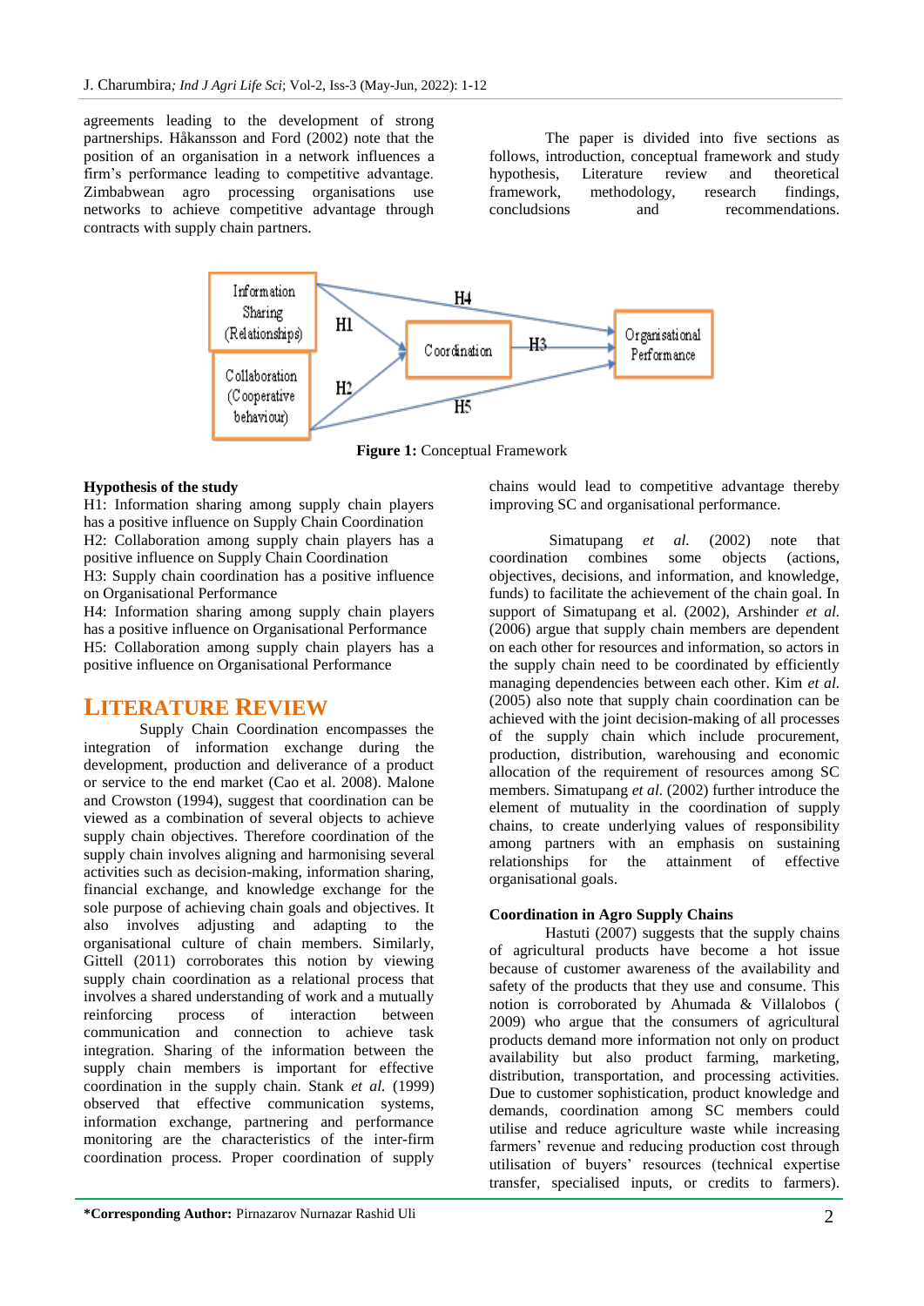agreements leading to the development of strong partnerships. Håkansson and Ford (2002) note that the position of an organisation in a network influences a firm's performance leading to competitive advantage. Zimbabwean agro processing organisations use networks to achieve competitive advantage through contracts with supply chain partners.

The paper is divided into five sections as follows, introduction, conceptual framework and study hypothesis, Literature review and theoretical framework, methodology, research findings, concludsions and recommendations.

**Figure 1:** Conceptual Framework

**Hypothesis of the study**

H1: Information sharing among supply chain players has a positive influence on Supply Chain Coordination

H2: Collaboration among supply chain players has a positive influence on Supply Chain Coordination

H3: Supply chain coordination has a positive influence on Organisational Performance

H4: Information sharing among supply chain players has a positive influence on Organisational Performance

H5: Collaboration among supply chain players has a positive influence on Organisational Performance

# LITERATURE REVIEW

Supply Chain Coordination encompasses the integration of information exchange during the development, production and deliverance of a product or service to the end market (Cao et al. 2008). Malone and Crowston (1994), suggest that coordination can be viewed as a combination of several objects to achieve supply chain objectives. Therefore coordination of the supply chain involves aligning and harmonising several activities such as decision-making, information sharing, financial exchange, and knowledge exchange for the sole purpose of achieving chain goals and objectives. It also involves adjusting and adapting to the organisational culture of chain members. Similarly, Gittell (2011) corroborates this notion by viewing supply chain coordination as a relational process that involves a shared understanding of work and a mutually reinforcing process of interaction between communication and connection to achieve task integration. Sharing of the information between the supply chain members is important for effective coordination in the supply chain. Stank *et al.* (1999) observed that effective communication systems, information exchange, partnering and performance monitoring are the characteristics of the inter-firm coordination process. Proper coordination of supply chains would lead to competitive advantage thereby improving SC and organisational performance.

Simatupang *et al.* (2002) note that coordination combines some objects (actions, objectives, decisions, and information, and knowledge, funds) to facilitate the achievement of the chain goal. In support of Simatupang et al. (2002), Arshinder *et al.* (2006) argue that supply chain members are dependent on each other for resources and information, so actors in the supply chain need to be coordinated by efficiently managing dependencies between each other. Kim *et al.* (2005) also note that supply chain coordination can be achieved with the joint decision-making of all processes of the supply chain which include procurement, production, distribution, warehousing and economic allocation of the requirement of resources among SC members. Simatupang *et al.* (2002) further introduce the element of mutuality in the coordination of supply chains, to create underlying values of responsibility among partners with an emphasis on sustaining relationships for the attainment of effective organisational goals.

**Coordination in Agro Supply Chains**

Hastuti (2007) suggests that the supply chains of agricultural products have become a hot issue because of customer awareness of the availability and safety of the products that they use and consume. This notion is corroborated by Ahumada & Villalobos ( 2009) who argue that the consumers of agricultural products demand more information not only on product availability but also product farming, marketing, distribution, transportation, and processing activities. Due to customer sophistication, product knowledge and demands, coordination among SC members could utilise and reduce agriculture waste while increasing farmers' revenue and reducing production cost through utilisation of buyers' resources (technical expertise transfer, specialised inputs, or credits to farmers).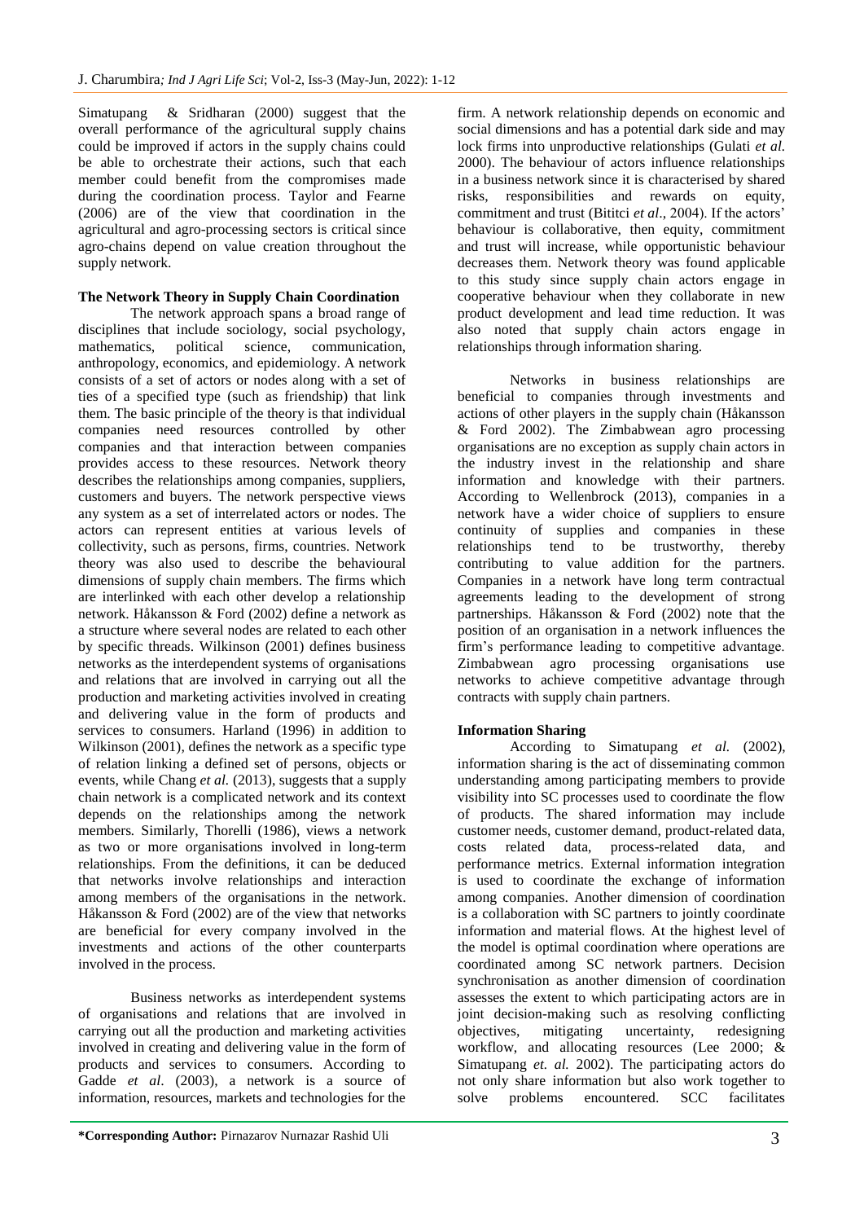Simatupang & Sridharan (2000) suggest that the overall performance of the agricultural supply chains could be improved if actors in the supply chains could be able to orchestrate their actions, such that each member could benefit from the compromises made during the coordination process. Taylor and Fearne (2006) are of the view that coordination in the agricultural and agro-processing sectors is critical since agro-chains depend on value creation throughout the supply network.

**The Network Theory in Supply Chain Coordination**

The network approach spans a broad range of disciplines that include sociology, social psychology, mathematics, political science, communication, anthropology, economics, and epidemiology. A network consists of a set of actors or nodes along with a set of ties of a specified type (such as friendship) that link them. The basic principle of the theory is that individual companies need resources controlled by other companies and that interaction between companies provides access to these resources. Network theory describes the relationships among companies, suppliers, customers and buyers. The network perspective views any system as a set of interrelated actors or nodes. The actors can represent entities at various levels of collectivity, such as persons, firms, countries. Network theory was also used to describe the behavioural dimensions of supply chain members. The firms which are interlinked with each other develop a relationship network. Håkansson & Ford (2002) define a network as a structure where several nodes are related to each other by specific threads. Wilkinson (2001) defines business networks as the interdependent systems of organisations and relations that are involved in carrying out all the production and marketing activities involved in creating and delivering value in the form of products and services to consumers. Harland (1996) in addition to Wilkinson (2001), defines the network as a specific type of relation linking a defined set of persons, objects or events, while Chang *et al.* (2013), suggests that a supply chain network is a complicated network and its context depends on the relationships among the network members. Similarly, Thorelli (1986), views a network as two or more organisations involved in long-term relationships. From the definitions, it can be deduced that networks involve relationships and interaction among members of the organisations in the network. Håkansson & Ford (2002) are of the view that networks are beneficial for every company involved in the investments and actions of the other counterparts involved in the process.

Business networks as interdependent systems of organisations and relations that are involved in carrying out all the production and marketing activities involved in creating and delivering value in the form of products and services to consumers. According to Gadde *et al*. (2003), a network is a source of information, resources, markets and technologies for the firm. A network relationship depends on economic and social dimensions and has a potential dark side and may lock firms into unproductive relationships (Gulati *et al.* 2000). The behaviour of actors influence relationships in a business network since it is characterised by shared risks, responsibilities and rewards on equity, commitment and trust (Bititci *et al*., 2004). If the actors' behaviour is collaborative, then equity, commitment and trust will increase, while opportunistic behaviour decreases them. Network theory was found applicable to this study since supply chain actors engage in cooperative behaviour when they collaborate in new product development and lead time reduction. It was also noted that supply chain actors engage in relationships through information sharing.

Networks in business relationships are beneficial to companies through investments and actions of other players in the supply chain (Håkansson & Ford 2002). The Zimbabwean agro processing organisations are no exception as supply chain actors in the industry invest in the relationship and share information and knowledge with their partners. According to Wellenbrock (2013), companies in a network have a wider choice of suppliers to ensure continuity of supplies and companies in these relationships tend to be trustworthy, thereby contributing to value addition for the partners. Companies in a network have long term contractual agreements leading to the development of strong partnerships. Håkansson & Ford (2002) note that the position of an organisation in a network influences the firm's performance leading to competitive advantage. Zimbabwean agro processing organisations use networks to achieve competitive advantage through contracts with supply chain partners.

**Information Sharing**

According to Simatupang *et al.* (2002), information sharing is the act of disseminating common understanding among participating members to provide visibility into SC processes used to coordinate the flow of products. The shared information may include customer needs, customer demand, product-related data, costs related data, process-related data, and performance metrics. External information integration is used to coordinate the exchange of information among companies. Another dimension of coordination is a collaboration with SC partners to jointly coordinate information and material flows. At the highest level of the model is optimal coordination where operations are coordinated among SC network partners. Decision synchronisation as another dimension of coordination assesses the extent to which participating actors are in joint decision-making such as resolving conflicting objectives, mitigating uncertainty, redesigning workflow, and allocating resources (Lee 2000; & Simatupang *et. al.* 2002). The participating actors do not only share information but also work together to solve problems encountered. SCC facilitates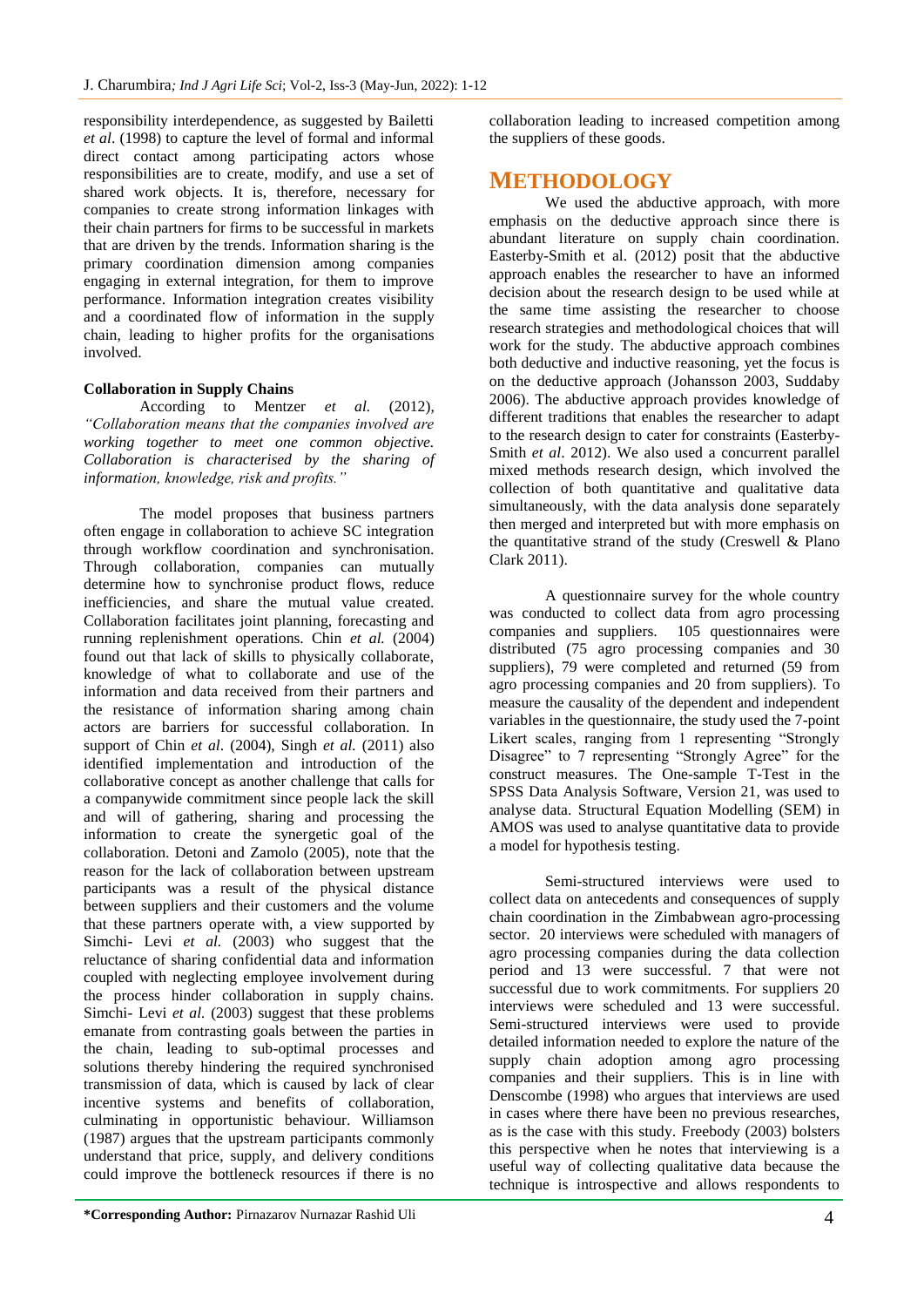responsibility interdependence, as suggested by Bailetti *et al*. (1998) to capture the level of formal and informal direct contact among participating actors whose responsibilities are to create, modify, and use a set of shared work objects. It is, therefore, necessary for companies to create strong information linkages with their chain partners for firms to be successful in markets that are driven by the trends. Information sharing is the primary coordination dimension among companies engaging in external integration, for them to improve performance. Information integration creates visibility and a coordinated flow of information in the supply chain, leading to higher profits for the organisations involved.

### Collaboration in Supply Chains

According to Mentzer *et al.* (2012), *"Collaboration means that the companies involved are working together to meet one common objective. Collaboration is characterised by the sharing of information, knowledge, risk and profits."*

The model proposes that business partners often engage in collaboration to achieve SC integration through workflow coordination and synchronisation. Through collaboration, companies can mutually determine how to synchronise product flows, reduce inefficiencies, and share the mutual value created. Collaboration facilitates joint planning, forecasting and running replenishment operations. Chin *et al.* (2004) found out that lack of skills to physically collaborate, knowledge of what to collaborate and use of the information and data received from their partners and the resistance of information sharing among chain actors are barriers for successful collaboration. In support of Chin *et al*. (2004), Singh *et al.* (2011) also identified implementation and introduction of the collaborative concept as another challenge that calls for a companywide commitment since people lack the skill and will of gathering, sharing and processing the information to create the synergetic goal of the collaboration. Detoni and Zamolo (2005), note that the reason for the lack of collaboration between upstream participants was a result of the physical distance between suppliers and their customers and the volume that these partners operate with, a view supported by Simchi- Levi *et al.* (2003) who suggest that the reluctance of sharing confidential data and information coupled with neglecting employee involvement during the process hinder collaboration in supply chains. Simchi- Levi *et al.* (2003) suggest that these problems emanate from contrasting goals between the parties in the chain, leading to sub-optimal processes and solutions thereby hindering the required synchronised transmission of data, which is caused by lack of clear incentive systems and benefits of collaboration, culminating in opportunistic behaviour. Williamson (1987) argues that the upstream participants commonly understand that price, supply, and delivery conditions could improve the bottleneck resources if there is no collaboration leading to increased competition among the suppliers of these goods.

## METHODOLOGY

We used the abductive approach, with more emphasis on the deductive approach since there is abundant literature on supply chain coordination. Easterby-Smith et al. (2012) posit that the abductive approach enables the researcher to have an informed decision about the research design to be used while at the same time assisting the researcher to choose research strategies and methodological choices that will work for the study. The abductive approach combines both deductive and inductive reasoning, yet the focus is on the deductive approach (Johansson 2003, Suddaby 2006). The abductive approach provides knowledge of different traditions that enables the researcher to adapt to the research design to cater for constraints (Easterby-Smith *et al*. 2012). We also used a concurrent parallel mixed methods research design, which involved the collection of both quantitative and qualitative data simultaneously, with the data analysis done separately then merged and interpreted but with more emphasis on the quantitative strand of the study (Creswell & Plano Clark 2011).

A questionnaire survey for the whole country was conducted to collect data from agro processing companies and suppliers. 105 questionnaires were distributed (75 agro processing companies and 30 suppliers), 79 were completed and returned (59 from agro processing companies and 20 from suppliers). To measure the causality of the dependent and independent variables in the questionnaire, the study used the 7-point Likert scales, ranging from 1 representing "Strongly Disagree" to 7 representing "Strongly Agree" for the construct measures. The One-sample T-Test in the SPSS Data Analysis Software, Version 21, was used to analyse data. Structural Equation Modelling (SEM) in AMOS was used to analyse quantitative data to provide a model for hypothesis testing.

Semi-structured interviews were used to collect data on antecedents and consequences of supply chain coordination in the Zimbabwean agro-processing sector. 20 interviews were scheduled with managers of agro processing companies during the data collection period and 13 were successful. 7 that were not successful due to work commitments. For suppliers 20 interviews were scheduled and 13 were successful. Semi-structured interviews were used to provide detailed information needed to explore the nature of the supply chain adoption among agro processing companies and their suppliers. This is in line with Denscombe (1998) who argues that interviews are used in cases where there have been no previous researches, as is the case with this study. Freebody (2003) bolsters this perspective when he notes that interviewing is a useful way of collecting qualitative data because the technique is introspective and allows respondents to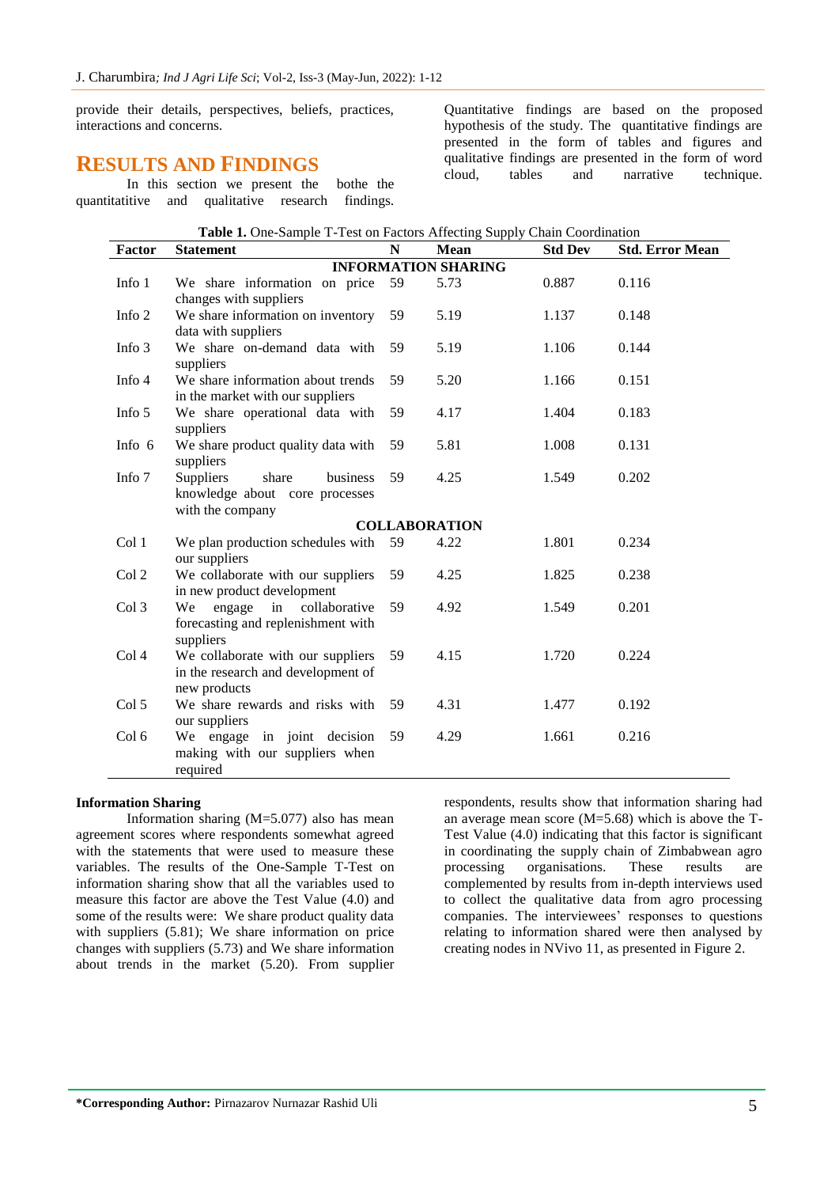provide their details, perspectives, beliefs, practices, interactions and concerns.

## RESULTS AND FINDINGS

In this section we present the bothe the quantitative and qualitative research findings. Quantitative findings are based on the proposed hypothesis of the study. The quantitative findings are presented in the form of tables and figures and qualitative findings are presented in the form of word cloud, tables and narrative technique.

**Table 1.** One-Sample T-Test on Factors Affecting Supply Chain Coordination

| Factor | Statement | N | Mean | Std Dev | Std. Error Mean |
|---|---|---|---|---|---|
| **INFORMATION SHARING** | | | | | |
| Info 1 | We share information on price changes with suppliers | 59 | 5.73 | 0.887 | 0.116 |
| Info 2 | We share information on inventory data with suppliers | 59 | 5.19 | 1.137 | 0.148 |
| Info 3 | We share on-demand data with suppliers | 59 | 5.19 | 1.106 | 0.144 |
| Info 4 | We share information about trends in the market with our suppliers | 59 | 5.20 | 1.166 | 0.151 |
| Info 5 | We share operational data with suppliers | 59 | 4.17 | 1.404 | 0.183 |
| Info 6 | We share product quality data with suppliers | 59 | 5.81 | 1.008 | 0.131 |
| Info 7 | Suppliers share business knowledge about core processes with the company | 59 | 4.25 | 1.549 | 0.202 |
| **COLLABORATION** | | | | | |
| Col 1 | We plan production schedules with our suppliers | 59 | 4.22 | 1.801 | 0.234 |
| Col 2 | We collaborate with our suppliers in new product development | 59 | 4.25 | 1.825 | 0.238 |
| Col 3 | We engage in collaborative forecasting and replenishment with suppliers | 59 | 4.92 | 1.549 | 0.201 |
| Col 4 | We collaborate with our suppliers in the research and development of new products | 59 | 4.15 | 1.720 | 0.224 |
| Col 5 | We share rewards and risks with our suppliers | 59 | 4.31 | 1.477 | 0.192 |
| Col 6 | We engage in joint decision making with our suppliers when required | 59 | 4.29 | 1.661 | 0.216 |

**Information Sharing**

Information sharing (M=5.077) also has mean agreement scores where respondents somewhat agreed with the statements that were used to measure these variables. The results of the One-Sample T-Test on information sharing show that all the variables used to measure this factor are above the Test Value (4.0) and some of the results were: We share product quality data with suppliers (5.81); We share information on price changes with suppliers (5.73) and We share information about trends in the market (5.20). From supplier respondents, results show that information sharing had an average mean score (M=5.68) which is above the T-Test Value (4.0) indicating that this factor is significant in coordinating the supply chain of Zimbabwean agro processing organisations. These results are complemented by results from in-depth interviews used to collect the qualitative data from agro processing companies. The interviewees' responses to questions relating to information shared were then analysed by creating nodes in NVivo 11, as presented in Figure 2.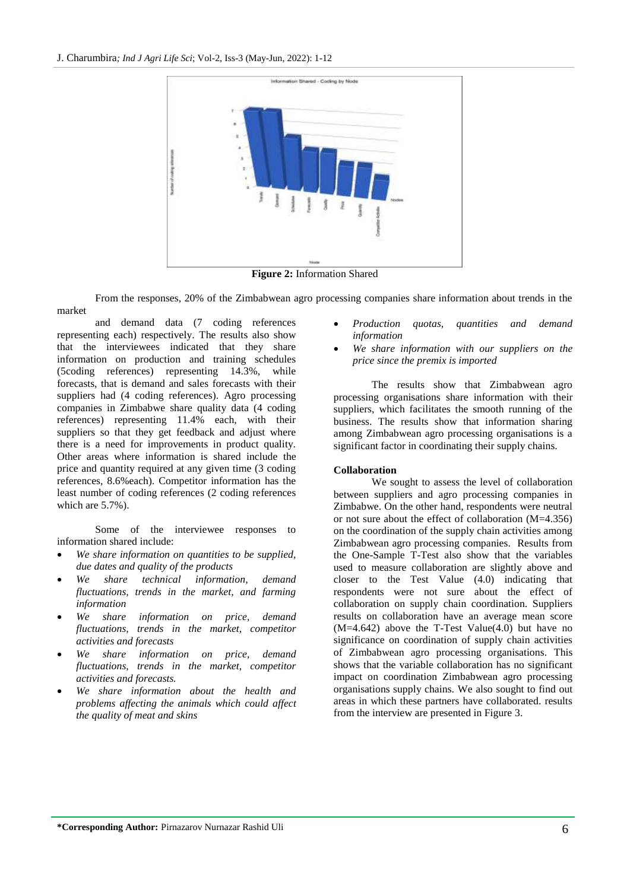**Figure 2:** Information Shared

From the responses, 20% of the Zimbabwean agro processing companies share information about trends in the market and demand data (7 coding references representing each) respectively. The results also show that the interviewees indicated that they share information on production and training schedules (5coding references) representing 14.3%, while forecasts, that is demand and sales forecasts with their suppliers had (4 coding references). Agro processing companies in Zimbabwe share quality data (4 coding references) representing 11.4% each, with their suppliers so that they get feedback and adjust where there is a need for improvements in product quality. Other areas where information is shared include the price and quantity required at any given time (3 coding references, 8.6%each). Competitor information has the least number of coding references (2 coding references which are 5.7%).

Some of the interviewee responses to information shared include:

- *We share information on quantities to be supplied, due dates and quality of the products*
- *We share technical information, demand fluctuations, trends in the market, and farming information*
- *We share information on price, demand fluctuations, trends in the market, competitor activities and forecasts*
- *We share information on price, demand fluctuations, trends in the market, competitor activities and forecasts.*
- *We share information about the health and problems affecting the animals which could affect the quality of meat and skins*
- *Production quotas, quantities and demand information*
- *We share information with our suppliers on the price since the premix is imported*

The results show that Zimbabwean agro processing organisations share information with their suppliers, which facilitates the smooth running of the business. The results show that information sharing among Zimbabwean agro processing organisations is a significant factor in coordinating their supply chains.

**Collaboration**

We sought to assess the level of collaboration between suppliers and agro processing companies in Zimbabwe. On the other hand, respondents were neutral or not sure about the effect of collaboration (M=4.356) on the coordination of the supply chain activities among Zimbabwean agro processing companies. Results from the One-Sample T-Test also show that the variables used to measure collaboration are slightly above and closer to the Test Value (4.0) indicating that respondents were not sure about the effect of collaboration on supply chain coordination. Suppliers results on collaboration have an average mean score (M=4.642) above the T-Test Value(4.0) but have no significance on coordination of supply chain activities of Zimbabwean agro processing organisations. This shows that the variable collaboration has no significant impact on coordination Zimbabwean agro processing organisations supply chains. We also sought to find out areas in which these partners have collaborated. results from the interview are presented in Figure 3.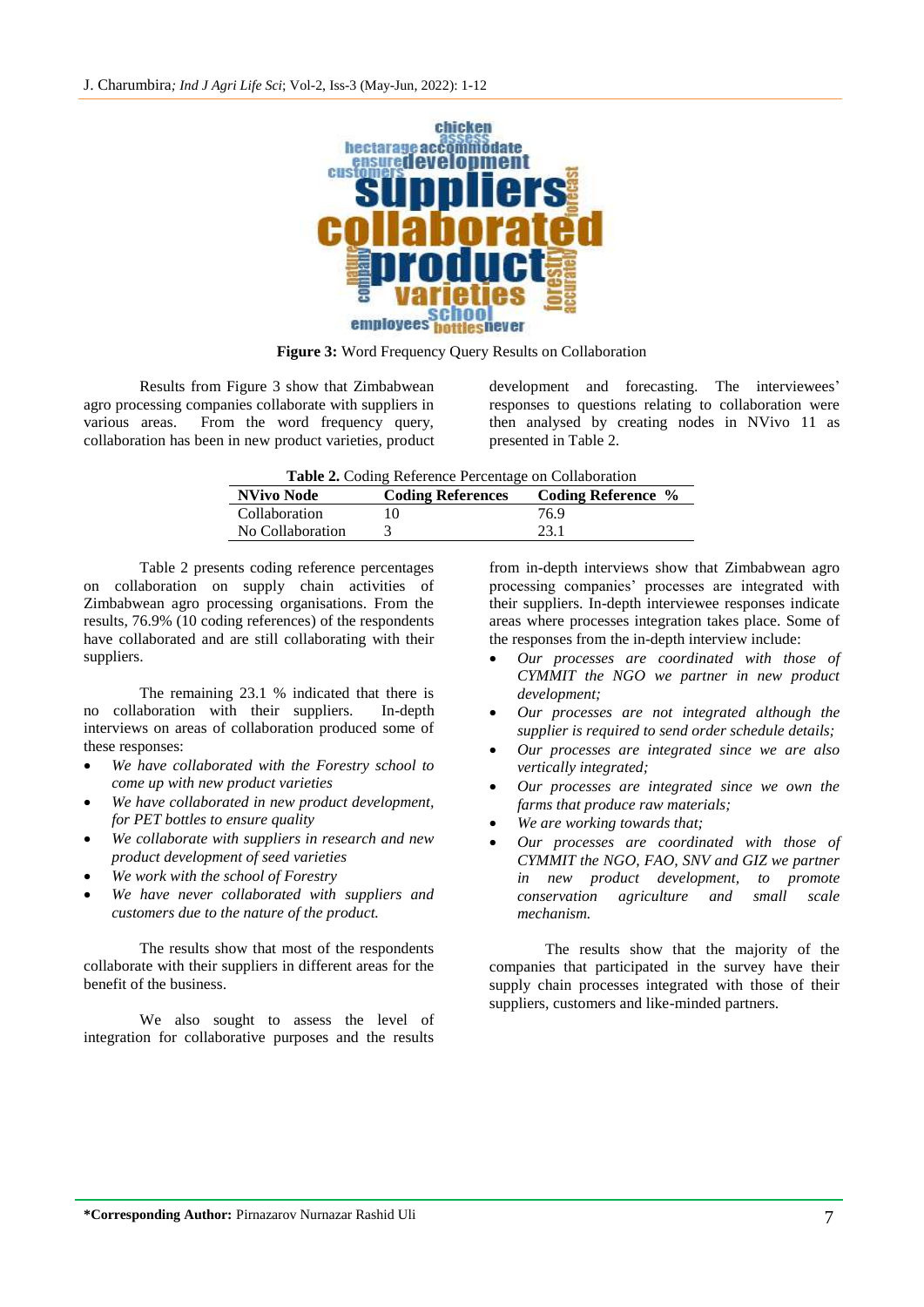**Figure 3:** Word Frequency Query Results on Collaboration

Results from Figure 3 show that Zimbabwean agro processing companies collaborate with suppliers in various areas. From the word frequency query, collaboration has been in new product varieties, product development and forecasting. The interviewees' responses to questions relating to collaboration were then analysed by creating nodes in NVivo 11 as presented in Table 2.

**Table 2.** Coding Reference Percentage on Collaboration

| NVivo Node | Coding References | Coding Reference % |
|---|---|---|
| Collaboration | 10 | 76.9 |
| No Collaboration | 3 | 23.1 |

Table 2 presents coding reference percentages on collaboration on supply chain activities of Zimbabwean agro processing organisations. From the results, 76.9% (10 coding references) of the respondents have collaborated and are still collaborating with their suppliers.

The remaining 23.1 % indicated that there is no collaboration with their suppliers. In-depth interviews on areas of collaboration produced some of these responses:

- *We have collaborated with the Forestry school to come up with new product varieties*
- *We have collaborated in new product development, for PET bottles to ensure quality*
- *We collaborate with suppliers in research and new product development of seed varieties*
- *We work with the school of Forestry*
- *We have never collaborated with suppliers and customers due to the nature of the product.*

The results show that most of the respondents collaborate with their suppliers in different areas for the benefit of the business.

We also sought to assess the level of integration for collaborative purposes and the results from in-depth interviews show that Zimbabwean agro processing companies' processes are integrated with their suppliers. In-depth interviewee responses indicate areas where processes integration takes place. Some of the responses from the in-depth interview include:

- *Our processes are coordinated with those of CYMMIT the NGO we partner in new product development;*
- *Our processes are not integrated although the supplier is required to send order schedule details;*
- *Our processes are integrated since we are also vertically integrated;*
- *Our processes are integrated since we own the farms that produce raw materials;*
- *We are working towards that;*
- *Our processes are coordinated with those of CYMMIT the NGO, FAO, SNV and GIZ we partner in new product development, to promote conservation agriculture and small scale mechanism.*

The results show that the majority of the companies that participated in the survey have their supply chain processes integrated with those of their suppliers, customers and like-minded partners.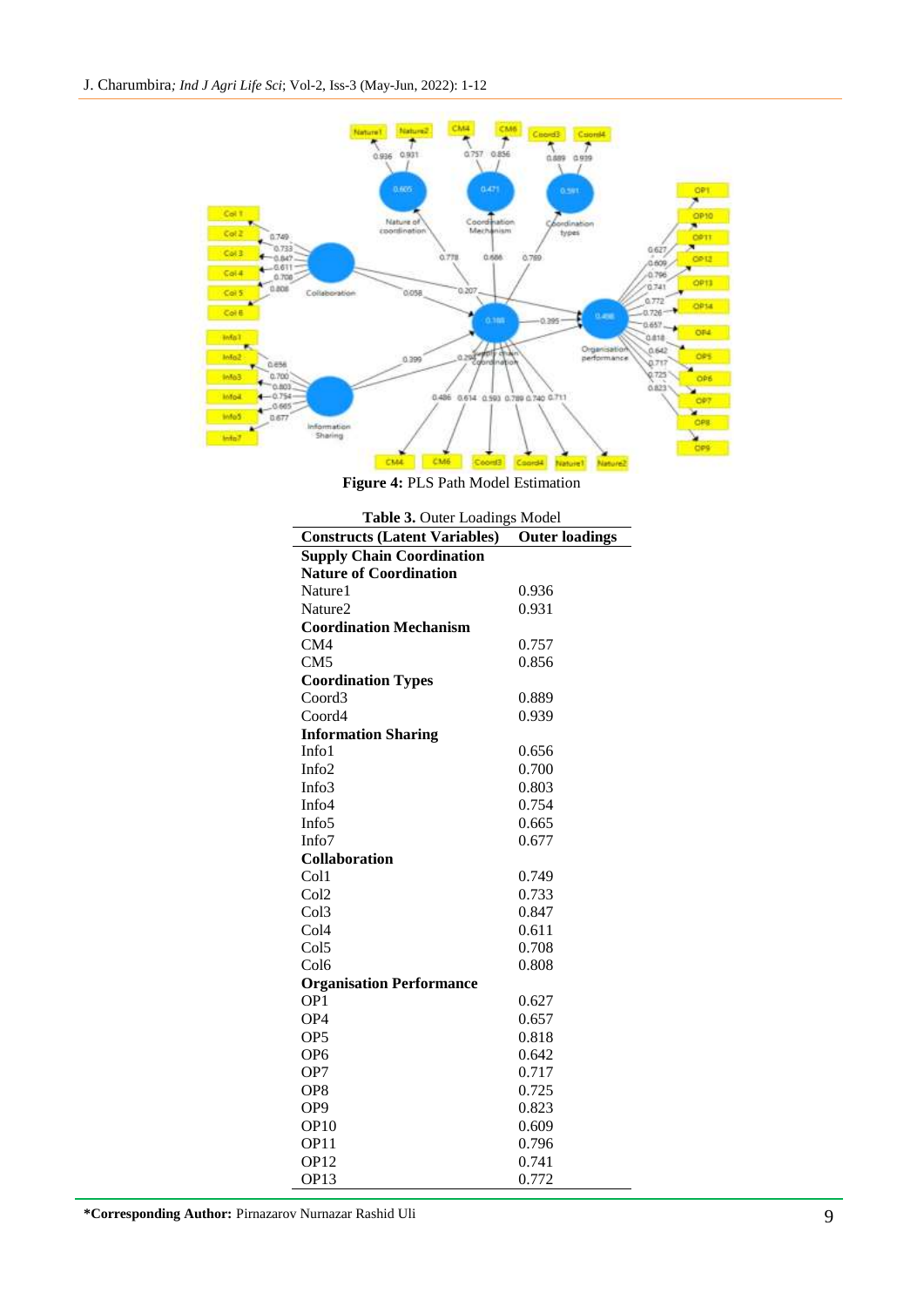**Figure 4:** PLS Path Model Estimation

**Table 3.** Outer Loadings Model

| Constructs (Latent Variables) | Outer loadings |
|---|---|
| **Supply Chain Coordination** | |
| **Nature of Coordination** | |
| Nature1 | 0.936 |
| Nature2 | 0.931 |
| **Coordination Mechanism** | |
| CM4 | 0.757 |
| CM5 | 0.856 |
| **Coordination Types** | |
| Coord3 | 0.889 |
| Coord4 | 0.939 |
| **Information Sharing** | |
| Info1 | 0.656 |
| Info2 | 0.700 |
| Info3 | 0.803 |
| Info4 | 0.754 |
| Info5 | 0.665 |
| Info7 | 0.677 |
| **Collaboration** | |
| Col1 | 0.749 |
| Col2 | 0.733 |
| Col3 | 0.847 |
| Col4 | 0.611 |
| Col5 | 0.708 |
| Col6 | 0.808 |
| **Organisation Performance** | |
| OP1 | 0.627 |
| OP4 | 0.657 |
| OP5 | 0.818 |
| OP6 | 0.642 |
| OP7 | 0.717 |
| OP8 | 0.725 |
| OP9 | 0.823 |
| OP10 | 0.609 |
| OP11 | 0.796 |
| OP12 | 0.741 |
| OP13 | 0.772 |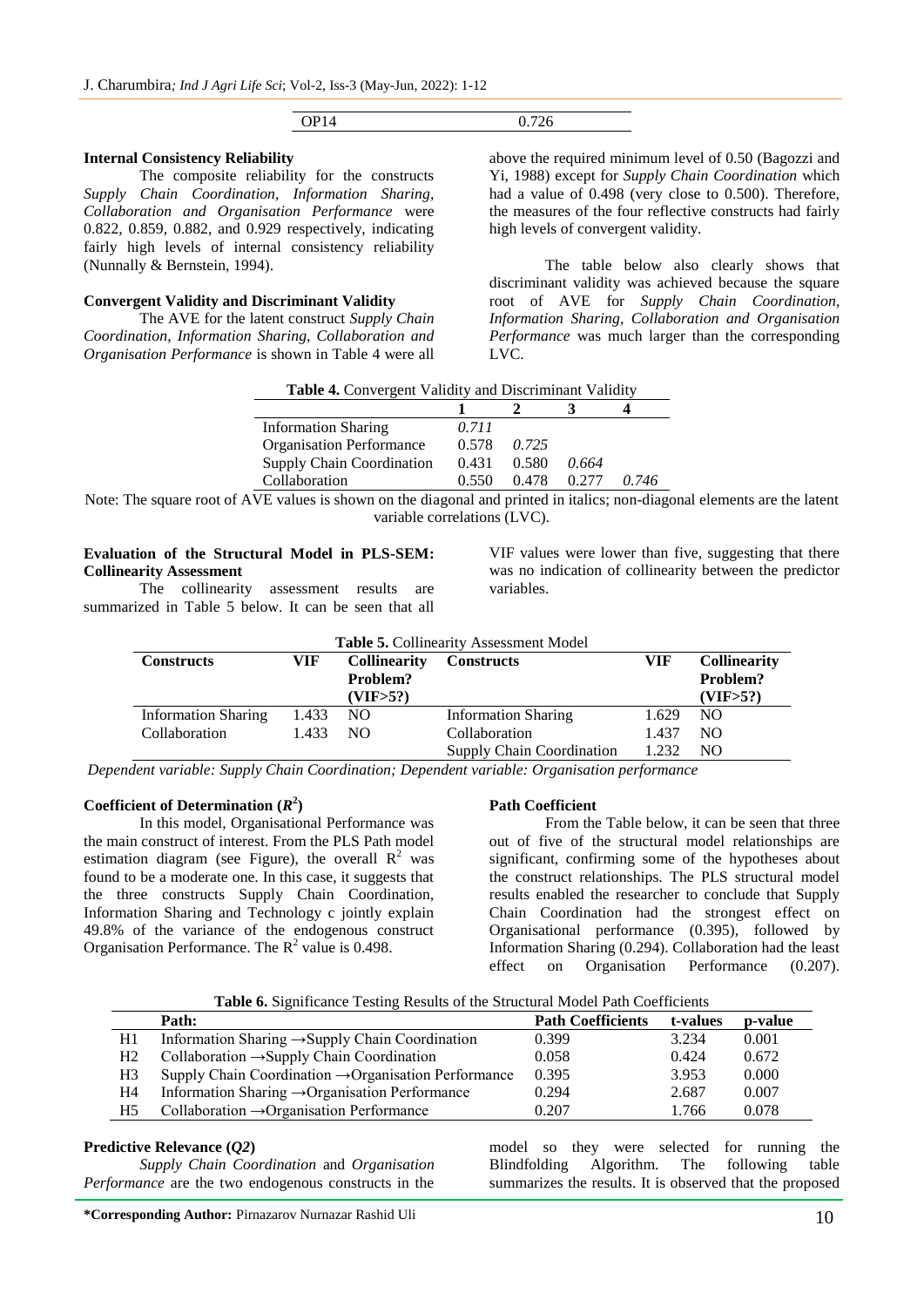| OP14 | 0.726 |
|---|---|

#### Internal Consistency Reliability

The composite reliability for the constructs *Supply Chain Coordination*, *Information Sharing*, *Collaboration and Organisation Performance* were 0.822, 0.859, 0.882, and 0.929 respectively, indicating fairly high levels of internal consistency reliability (Nunnally & Bernstein, 1994).

#### Convergent Validity and Discriminant Validity

The AVE for the latent construct *Supply Chain Coordination, Information Sharing, Collaboration and Organisation Performance* is shown in Table 4 were all above the required minimum level of 0.50 (Bagozzi and Yi, 1988) except for *Supply Chain Coordination* which had a value of 0.498 (very close to 0.500). Therefore, the measures of the four reflective constructs had fairly high levels of convergent validity.

The table below also clearly shows that discriminant validity was achieved because the square root of AVE for *Supply Chain Coordination, Information Sharing, Collaboration and Organisation Performance* was much larger than the corresponding LVC.

**Table 4.** Convergent Validity and Discriminant Validity

| | 1 | 2 | 3 | 4 |
|---|---|---|---|---|
| Information Sharing | *0.711* | | | |
| Organisation Performance | 0.578 | *0.725* | | |
| Supply Chain Coordination | 0.431 | 0.580 | *0.664* | |
| Collaboration | 0.550 | 0.478 | 0.277 | *0.746* |

Note: The square root of AVE values is shown on the diagonal and printed in italics; non-diagonal elements are the latent variable correlations (LVC).

#### Evaluation of the Structural Model in PLS-SEM: Collinearity Assessment

The collinearity assessment results are summarized in Table 5 below. It can be seen that all VIF values were lower than five, suggesting that there was no indication of collinearity between the predictor variables.

**Table 5.** Collinearity Assessment Model

| Constructs | VIF | Collinearity Problem? (VIF>5?) | Constructs | VIF | Collinearity Problem? (VIF>5?) |
|---|---|---|---|---|---|
| Information Sharing | 1.433 | NO | Information Sharing | 1.629 | NO |
| Collaboration | 1.433 | NO | Collaboration | 1.437 | NO |
| | | | Supply Chain Coordination | 1.232 | NO |

*Dependent variable: Supply Chain Coordination; Dependent variable: Organisation performance*

#### Coefficient of Determination ($R^2$)

In this model, Organisational Performance was the main construct of interest. From the PLS Path model estimation diagram (see Figure), the overall $R^2$ was found to be a moderate one. In this case, it suggests that the three constructs Supply Chain Coordination, Information Sharing and Technology c jointly explain 49.8% of the variance of the endogenous construct Organisation Performance. The $R^2$ value is 0.498.

#### Path Coefficient

From the Table below, it can be seen that three out of five of the structural model relationships are significant, confirming some of the hypotheses about the construct relationships. The PLS structural model results enabled the researcher to conclude that Supply Chain Coordination had the strongest effect on Organisational performance (0.395), followed by Information Sharing (0.294). Collaboration had the least effect on Organisation Performance (0.207).

**Table 6.** Significance Testing Results of the Structural Model Path Coefficients

| | Path: | Path Coefficients | t-values | p-value |
|---|---|---|---|---|
| H1 | Information Sharing →Supply Chain Coordination | 0.399 | 3.234 | 0.001 |
| H2 | Collaboration →Supply Chain Coordination | 0.058 | 0.424 | 0.672 |
| H3 | Supply Chain Coordination →Organisation Performance | 0.395 | 3.953 | 0.000 |
| H4 | Information Sharing →Organisation Performance | 0.294 | 2.687 | 0.007 |
| H5 | Collaboration →Organisation Performance | 0.207 | 1.766 | 0.078 |

#### Predictive Relevance (*Q2*)

*Supply Chain Coordination* and *Organisation Performance* are the two endogenous constructs in the model so they were selected for running the Blindfolding Algorithm. The following table summarizes the results. It is observed that the proposed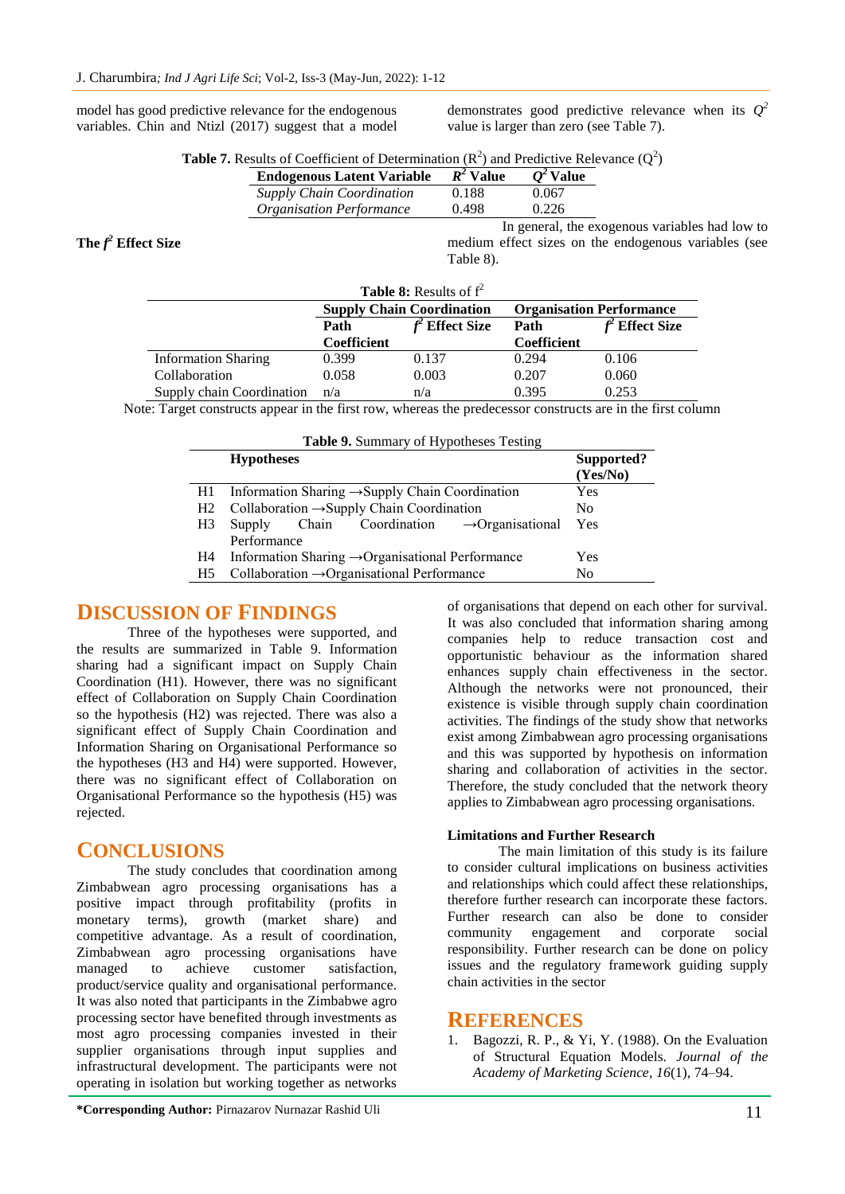model has good predictive relevance for the endogenous variables. Chin and Ntizl (2017) suggest that a model demonstrates good predictive relevance when its $Q^2$ value is larger than zero (see Table 7).

**Table 7.** Results of Coefficient of Determination ($R^2$) and Predictive Relevance ($Q^2$)

| Endogenous Latent Variable | $R^2$ Value | $Q^2$ Value |
|---|---|---|
| *Supply Chain Coordination* | 0.188 | 0.067 |
| *Organisation Performance* | 0.498 | 0.226 |

**The $f^2$ Effect Size**

In general, the exogenous variables had low to medium effect sizes on the endogenous variables (see Table 8).

**Table 8:** Results of $f^2$

| | Supply Chain Coordination | | Organisation Performance | |
|---|---|---|---|---|
| | Path Coefficient | $f^2$ Effect Size | Path Coefficient | $f^2$ Effect Size |
| Information Sharing | 0.399 | 0.137 | 0.294 | 0.106 |
| Collaboration | 0.058 | 0.003 | 0.207 | 0.060 |
| Supply chain Coordination | n/a | n/a | 0.395 | 0.253 |

Note: Target constructs appear in the first row, whereas the predecessor constructs are in the first column

**Table 9.** Summary of Hypotheses Testing

| | Hypotheses | Supported? (Yes/No) |
|---|---|---|
| H1 | Information Sharing →Supply Chain Coordination | Yes |
| H2 | Collaboration →Supply Chain Coordination | No |
| H3 | Supply Chain Coordination →Organisational Performance | Yes |
| H4 | Information Sharing →Organisational Performance | Yes |
| H5 | Collaboration →Organisational Performance | No |

# DISCUSSION OF FINDINGS

Three of the hypotheses were supported, and the results are summarized in Table 9. Information sharing had a significant impact on Supply Chain Coordination (H1). However, there was no significant effect of Collaboration on Supply Chain Coordination so the hypothesis (H2) was rejected. There was also a significant effect of Supply Chain Coordination and Information Sharing on Organisational Performance so the hypotheses (H3 and H4) were supported. However, there was no significant effect of Collaboration on Organisational Performance so the hypothesis (H5) was rejected.

# CONCLUSIONS

The study concludes that coordination among Zimbabwean agro processing organisations has a positive impact through profitability (profits in monetary terms), growth (market share) and competitive advantage. As a result of coordination, Zimbabwean agro processing organisations have managed to achieve customer satisfaction, product/service quality and organisational performance. It was also noted that participants in the Zimbabwe agro processing sector have benefited through investments as most agro processing companies invested in their supplier organisations through input supplies and infrastructural development. The participants were not operating in isolation but working together as networks of organisations that depend on each other for survival. It was also concluded that information sharing among companies help to reduce transaction cost and opportunistic behaviour as the information shared enhances supply chain effectiveness in the sector. Although the networks were not pronounced, their existence is visible through supply chain coordination activities. The findings of the study show that networks exist among Zimbabwean agro processing organisations and this was supported by hypothesis on information sharing and collaboration of activities in the sector. Therefore, the study concluded that the network theory applies to Zimbabwean agro processing organisations.

**Limitations and Further Research**

The main limitation of this study is its failure to consider cultural implications on business activities and relationships which could affect these relationships, therefore further research can incorporate these factors. Further research can also be done to consider community engagement and corporate social responsibility. Further research can be done on policy issues and the regulatory framework guiding supply chain activities in the sector

# REFERENCES

1. Bagozzi, R. P., & Yi, Y. (1988). On the Evaluation of Structural Equation Models. *Journal of the Academy of Marketing Science*, *16*(1), 74–94.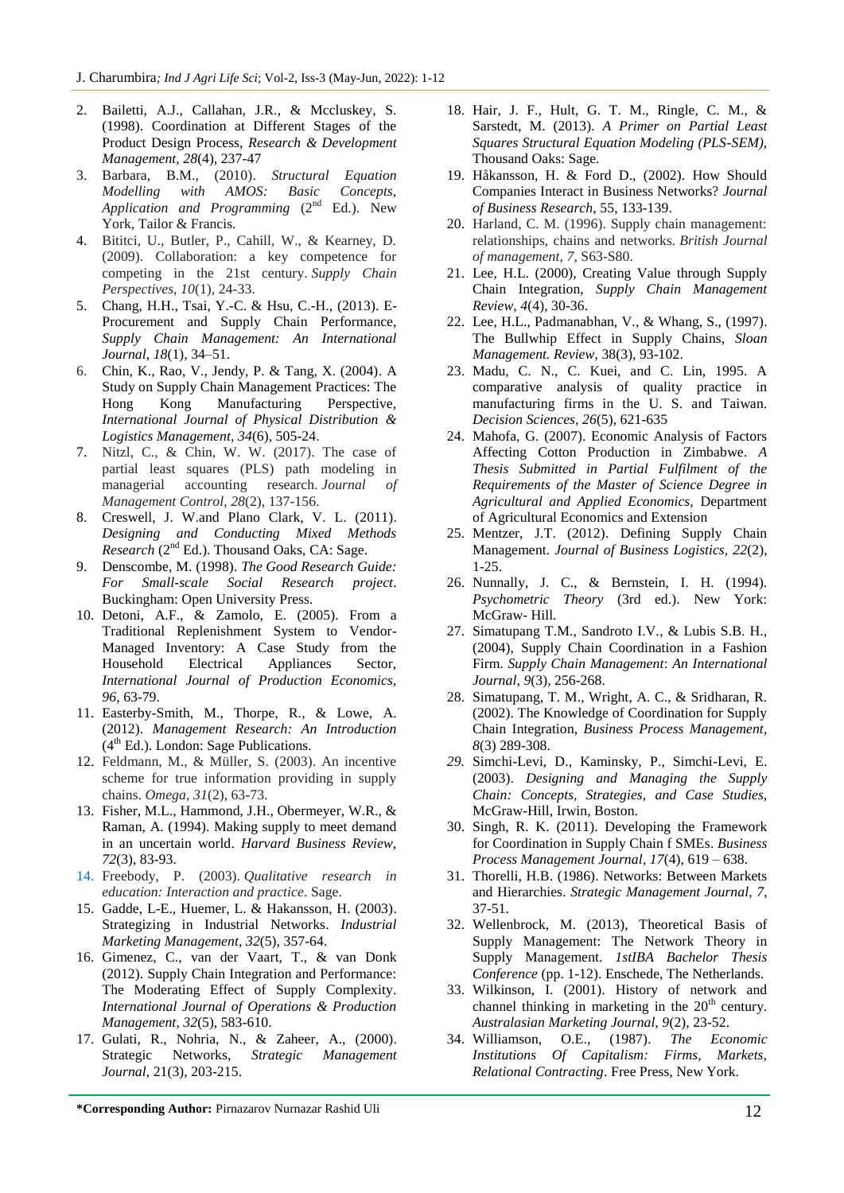2. Bailetti, A.J., Callahan, J.R., & Mccluskey, S. (1998). Coordination at Different Stages of the Product Design Process, *Research & Development Management, 28*(4), 237-47
3. Barbara, B.M., (2010). *Structural Equation Modelling with AMOS: Basic Concepts, Application and Programming* (2nd Ed.). New York, Tailor & Francis.
4. Bititci, U., Butler, P., Cahill, W., & Kearney, D. (2009). Collaboration: a key competence for competing in the 21st century. *Supply Chain Perspectives*, *10*(1), 24-33.
5. Chang, H.H., Tsai, Y.-C. & Hsu, C.-H., (2013). E-Procurement and Supply Chain Performance, *Supply Chain Management: An International Journal*, *18*(1), 34–51.
6. Chin, K., Rao, V., Jendy, P. & Tang, X. (2004). A Study on Supply Chain Management Practices: The Hong Kong Manufacturing Perspective, *International Journal of Physical Distribution & Logistics Management, 34*(6), 505-24.
7. Nitzl, C., & Chin, W. W. (2017). The case of partial least squares (PLS) path modeling in managerial accounting research. *Journal of Management Control*, *28*(2), 137-156.
8. Creswell, J. W.and Plano Clark, V. L. (2011). *Designing and Conducting Mixed Methods Research* (2nd Ed.). Thousand Oaks, CA: Sage.
9. Denscombe, M. (1998). *The Good Research Guide: For Small-scale Social Research project*. Buckingham: Open University Press.
10. Detoni, A.F., & Zamolo, E. (2005). From a Traditional Replenishment System to Vendor-Managed Inventory: A Case Study from the Household Electrical Appliances Sector, *International Journal of Production Economics, 96*, 63-79.
11. Easterby-Smith, M., Thorpe, R., & Lowe, A. (2012). *Management Research: An Introduction* (4th Ed.). London: Sage Publications.
12. Feldmann, M., & Müller, S. (2003). An incentive scheme for true information providing in supply chains. *Omega*, *31*(2), 63-73.
13. Fisher, M.L., Hammond, J.H., Obermeyer, W.R., & Raman, A. (1994). Making supply to meet demand in an uncertain world. *Harvard Business Review, 72*(3), 83-93.
14. Freebody, P. (2003). *Qualitative research in education: Interaction and practice*. Sage.
15. Gadde, L-E., Huemer, L. & Hakansson, H. (2003). Strategizing in Industrial Networks. *Industrial Marketing Management, 32*(5), 357-64.
16. Gimenez, C., van der Vaart, T., & van Donk (2012). Supply Chain Integration and Performance: The Moderating Effect of Supply Complexity. *International Journal of Operations & Production Management*, *32*(5), 583-610.
17. Gulati, R., Nohria, N., & Zaheer, A., (2000). Strategic Networks, *Strategic Management Journal*, 21(3), 203-215.
18. Hair, J. F., Hult, G. T. M., Ringle, C. M., & Sarstedt, M. (2013). *A Primer on Partial Least Squares Structural Equation Modeling (PLS-SEM)*, Thousand Oaks: Sage.
19. Håkansson, H. & Ford D., (2002). How Should Companies Interact in Business Networks? *Journal of Business Research*, 55, 133-139.
20. Harland, C. M. (1996). Supply chain management: relationships, chains and networks. *British Journal of management*, *7*, S63-S80.
21. Lee, H.L. (2000), Creating Value through Supply Chain Integration, *Supply Chain Management Review*, *4*(4), 30-36.
22. Lee, H.L., Padmanabhan, V., & Whang, S., (1997). The Bullwhip Effect in Supply Chains, *Sloan Management. Review*, 38(3), 93-102.
23. Madu, C. N., C. Kuei, and C. Lin, 1995. A comparative analysis of quality practice in manufacturing firms in the U. S. and Taiwan. *Decision Sciences, 26*(5), 621-635
24. Mahofa, G. (2007). Economic Analysis of Factors Affecting Cotton Production in Zimbabwe. *A Thesis Submitted in Partial Fulfilment of the Requirements of the Master of Science Degree in Agricultural and Applied Economics,* Department of Agricultural Economics and Extension
25. Mentzer, J.T. (2012). Defining Supply Chain Management. *Journal of Business Logistics*, *22*(2), 1-25.
26. Nunnally, J. C., & Bernstein, I. H. (1994). *Psychometric Theory* (3rd ed.). New York: McGraw- Hill.
27. Simatupang T.M., Sandroto I.V., & Lubis S.B. H., (2004), Supply Chain Coordination in a Fashion Firm. *Supply Chain Management*: *An International Journal, 9*(3), 256-268.
28. Simatupang, T. M., Wright, A. C., & Sridharan, R. (2002). The Knowledge of Coordination for Supply Chain Integration, *Business Process Management, 8*(3) 289-308.
29. Simchi-Levi, D., Kaminsky, P., Simchi-Levi, E. (2003). *Designing and Managing the Supply Chain: Concepts, Strategies, and Case Studies,* McGraw-Hill, Irwin, Boston.
30. Singh, R. K. (2011). Developing the Framework for Coordination in Supply Chain f SMEs. *Business Process Management Journal, 17*(4), 619 – 638.
31. Thorelli, H.B. (1986). Networks: Between Markets and Hierarchies. *Strategic Management Journal, 7*, 37-51.
32. Wellenbrock, M. (2013), Theoretical Basis of Supply Management: The Network Theory in Supply Management. *1stIBA Bachelor Thesis Conference* (pp. 1-12). Enschede, The Netherlands.
33. Wilkinson, I. (2001). History of network and channel thinking in marketing in the 20th century. *Australasian Marketing Journal, 9*(2), 23-52.
34. Williamson, O.E., (1987). *The Economic Institutions Of Capitalism: Firms, Markets, Relational Contracting*. Free Press, New York.

**\*Corresponding Author:** Pirnazarov Nurnazar Rashid Uli